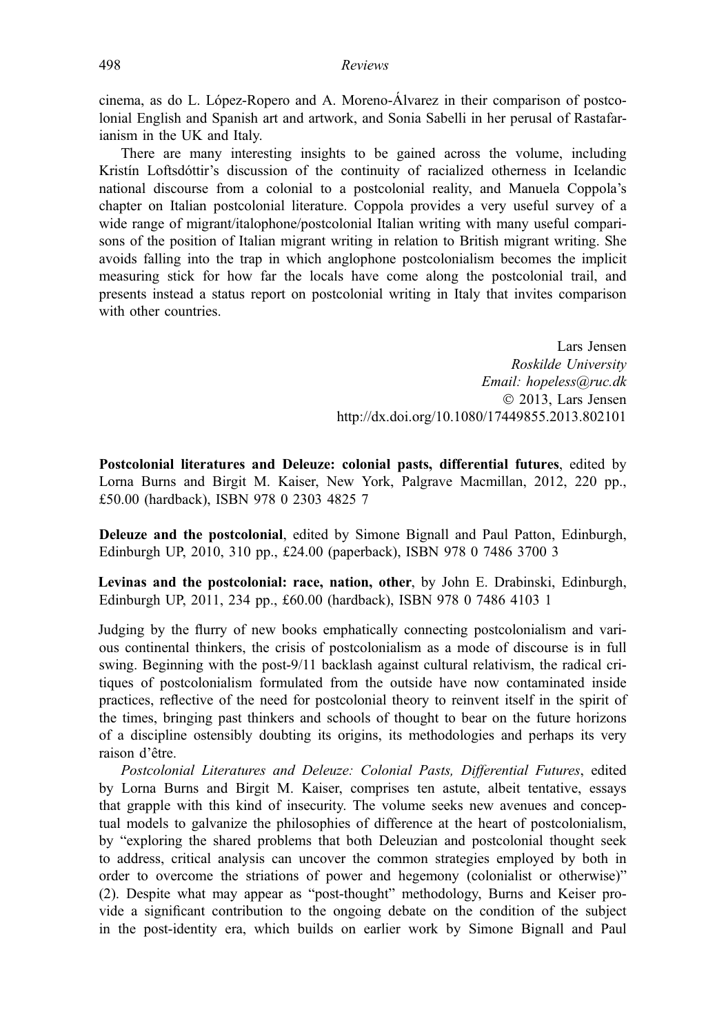cinema, as do L. López-Ropero and A. Moreno-Álvarez in their comparison of postcolonial English and Spanish art and artwork, and Sonia Sabelli in her perusal of Rastafarianism in the UK and Italy.

There are many interesting insights to be gained across the volume, including Kristín Loftsdóttir's discussion of the continuity of racialized otherness in Icelandic national discourse from a colonial to a postcolonial reality, and Manuela Coppola's chapter on Italian postcolonial literature. Coppola provides a very useful survey of a wide range of migrant/italophone/postcolonial Italian writing with many useful comparisons of the position of Italian migrant writing in relation to British migrant writing. She avoids falling into the trap in which anglophone postcolonialism becomes the implicit measuring stick for how far the locals have come along the postcolonial trail, and presents instead a status report on postcolonial writing in Italy that invites comparison with other countries.

Lars Jensen
*Roskilde University*
*Email: hopeless@ruc.dk*
© 2013, Lars Jensen
http://dx.doi.org/10.1080/17449855.2013.802101

**Postcolonial literatures and Deleuze: colonial pasts, differential futures**, edited by Lorna Burns and Birgit M. Kaiser, New York, Palgrave Macmillan, 2012, 220 pp., £50.00 (hardback), ISBN 978 0 2303 4825 7

**Deleuze and the postcolonial**, edited by Simone Bignall and Paul Patton, Edinburgh, Edinburgh UP, 2010, 310 pp., £24.00 (paperback), ISBN 978 0 7486 3700 3

**Levinas and the postcolonial: race, nation, other**, by John E. Drabinski, Edinburgh, Edinburgh UP, 2011, 234 pp., £60.00 (hardback), ISBN 978 0 7486 4103 1

Judging by the flurry of new books emphatically connecting postcolonialism and various continental thinkers, the crisis of postcolonialism as a mode of discourse is in full swing. Beginning with the post-9/11 backlash against cultural relativism, the radical critiques of postcolonialism formulated from the outside have now contaminated inside practices, reflective of the need for postcolonial theory to reinvent itself in the spirit of the times, bringing past thinkers and schools of thought to bear on the future horizons of a discipline ostensibly doubting its origins, its methodologies and perhaps its very raison d'être.

*Postcolonial Literatures and Deleuze: Colonial Pasts, Differential Futures*, edited by Lorna Burns and Birgit M. Kaiser, comprises ten astute, albeit tentative, essays that grapple with this kind of insecurity. The volume seeks new avenues and conceptual models to galvanize the philosophies of difference at the heart of postcolonialism, by "exploring the shared problems that both Deleuzian and postcolonial thought seek to address, critical analysis can uncover the common strategies employed by both in order to overcome the striations of power and hegemony (colonialist or otherwise)" (2). Despite what may appear as "post-thought" methodology, Burns and Keiser provide a significant contribution to the ongoing debate on the condition of the subject in the post-identity era, which builds on earlier work by Simone Bignall and Paul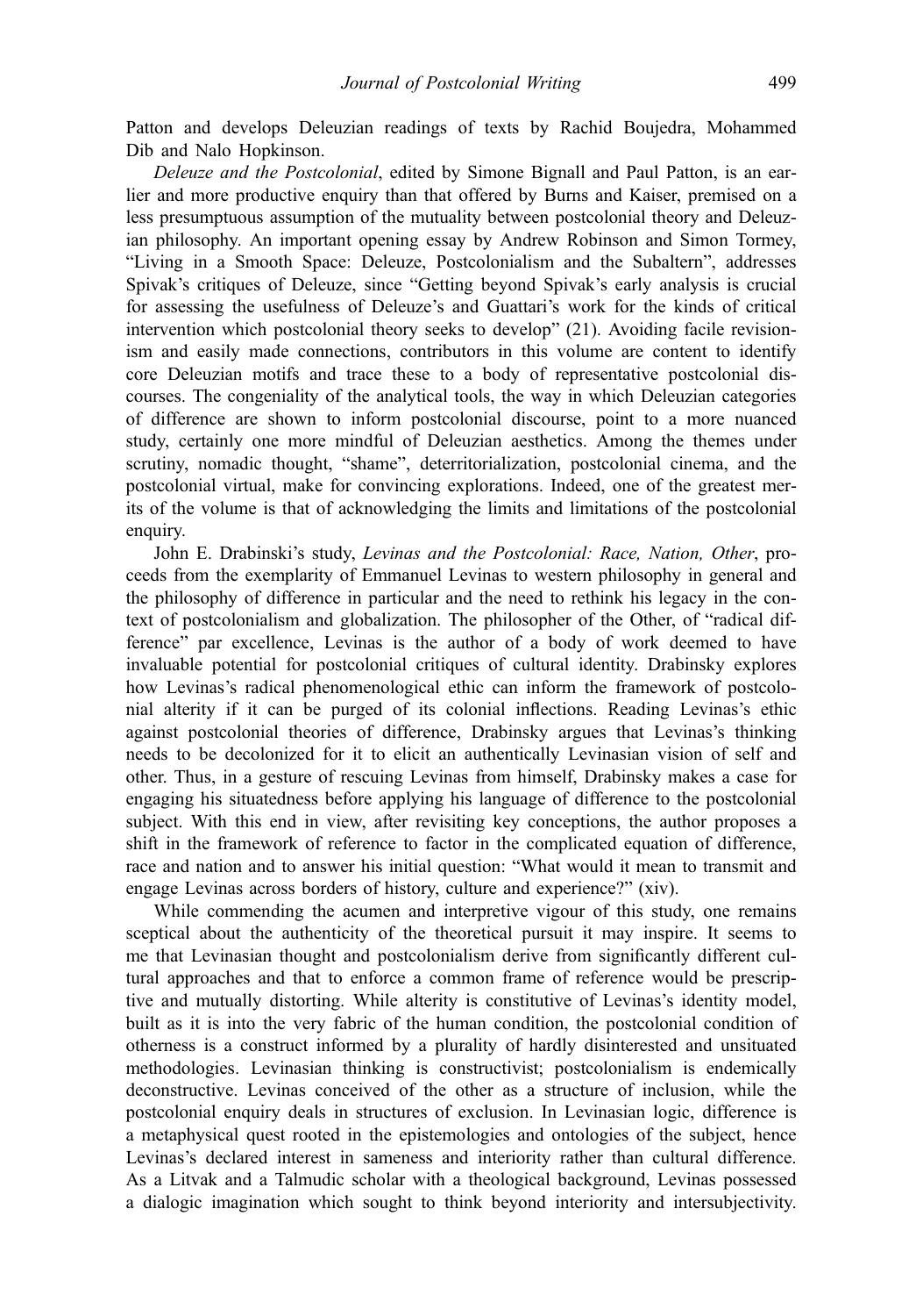Patton and develops Deleuzian readings of texts by Rachid Boujedra, Mohammed Dib and Nalo Hopkinson.

*Deleuze and the Postcolonial*, edited by Simone Bignall and Paul Patton, is an earlier and more productive enquiry than that offered by Burns and Kaiser, premised on a less presumptuous assumption of the mutuality between postcolonial theory and Deleuzian philosophy. An important opening essay by Andrew Robinson and Simon Tormey, "Living in a Smooth Space: Deleuze, Postcolonialism and the Subaltern", addresses Spivak's critiques of Deleuze, since "Getting beyond Spivak's early analysis is crucial for assessing the usefulness of Deleuze's and Guattari's work for the kinds of critical intervention which postcolonial theory seeks to develop" (21). Avoiding facile revisionism and easily made connections, contributors in this volume are content to identify core Deleuzian motifs and trace these to a body of representative postcolonial discourses. The congeniality of the analytical tools, the way in which Deleuzian categories of difference are shown to inform postcolonial discourse, point to a more nuanced study, certainly one more mindful of Deleuzian aesthetics. Among the themes under scrutiny, nomadic thought, "shame", deterritorialization, postcolonial cinema, and the postcolonial virtual, make for convincing explorations. Indeed, one of the greatest merits of the volume is that of acknowledging the limits and limitations of the postcolonial enquiry.

John E. Drabinski's study, *Levinas and the Postcolonial: Race, Nation, Other*, proceeds from the exemplarity of Emmanuel Levinas to western philosophy in general and the philosophy of difference in particular and the need to rethink his legacy in the context of postcolonialism and globalization. The philosopher of the Other, of "radical difference" par excellence, Levinas is the author of a body of work deemed to have invaluable potential for postcolonial critiques of cultural identity. Drabinsky explores how Levinas's radical phenomenological ethic can inform the framework of postcolonial alterity if it can be purged of its colonial inflections. Reading Levinas's ethic against postcolonial theories of difference, Drabinsky argues that Levinas's thinking needs to be decolonized for it to elicit an authentically Levinasian vision of self and other. Thus, in a gesture of rescuing Levinas from himself, Drabinsky makes a case for engaging his situatedness before applying his language of difference to the postcolonial subject. With this end in view, after revisiting key conceptions, the author proposes a shift in the framework of reference to factor in the complicated equation of difference, race and nation and to answer his initial question: "What would it mean to transmit and engage Levinas across borders of history, culture and experience?" (xiv).

While commending the acumen and interpretive vigour of this study, one remains sceptical about the authenticity of the theoretical pursuit it may inspire. It seems to me that Levinasian thought and postcolonialism derive from significantly different cultural approaches and that to enforce a common frame of reference would be prescriptive and mutually distorting. While alterity is constitutive of Levinas's identity model, built as it is into the very fabric of the human condition, the postcolonial condition of otherness is a construct informed by a plurality of hardly disinterested and unsituated methodologies. Levinasian thinking is constructivist; postcolonialism is endemically deconstructive. Levinas conceived of the other as a structure of inclusion, while the postcolonial enquiry deals in structures of exclusion. In Levinasian logic, difference is a metaphysical quest rooted in the epistemologies and ontologies of the subject, hence Levinas's declared interest in sameness and interiority rather than cultural difference. As a Litvak and a Talmudic scholar with a theological background, Levinas possessed a dialogic imagination which sought to think beyond interiority and intersubjectivity.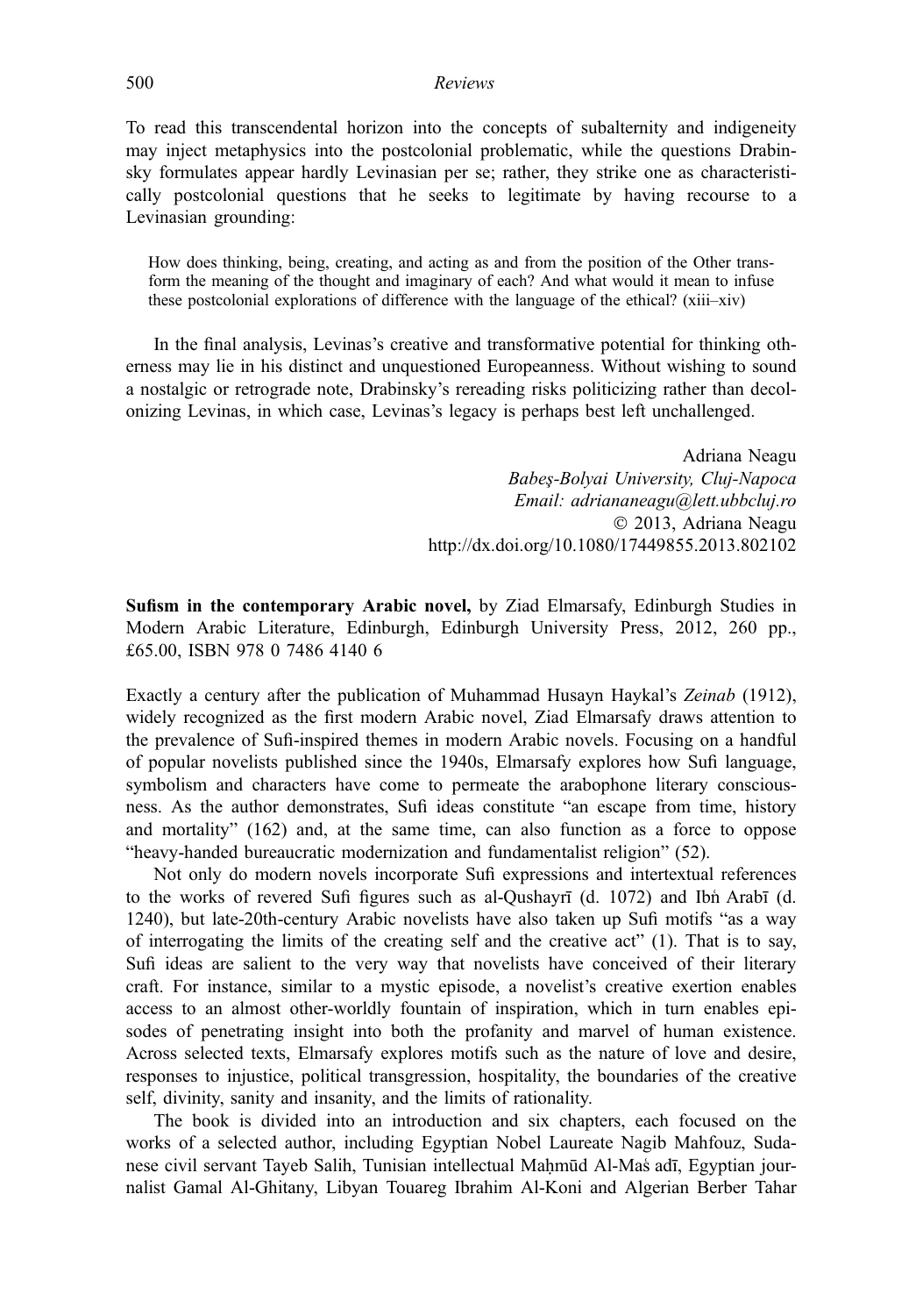To read this transcendental horizon into the concepts of subalternity and indigeneity may inject metaphysics into the postcolonial problematic, while the questions Drabinsky formulates appear hardly Levinasian per se; rather, they strike one as characteristically postcolonial questions that he seeks to legitimate by having recourse to a Levinasian grounding:

> How does thinking, being, creating, and acting as and from the position of the Other transform the meaning of the thought and imaginary of each? And what would it mean to infuse these postcolonial explorations of difference with the language of the ethical? (xiii–xiv)

In the final analysis, Levinas's creative and transformative potential for thinking otherness may lie in his distinct and unquestioned Europeanness. Without wishing to sound a nostalgic or retrograde note, Drabinsky's rereading risks politicizing rather than decolonizing Levinas, in which case, Levinas's legacy is perhaps best left unchallenged.

Adriana Neagu
*Babeş-Bolyai University, Cluj-Napoca*
*Email: adriananeagu@lett.ubbcluj.ro*
© 2013, Adriana Neagu
http://dx.doi.org/10.1080/17449855.2013.802102

**Sufism in the contemporary Arabic novel,** by Ziad Elmarsafy, Edinburgh Studies in Modern Arabic Literature, Edinburgh, Edinburgh University Press, 2012, 260 pp., £65.00, ISBN 978 0 7486 4140 6

Exactly a century after the publication of Muhammad Husayn Haykal's *Zeinab* (1912), widely recognized as the first modern Arabic novel, Ziad Elmarsafy draws attention to the prevalence of Sufi-inspired themes in modern Arabic novels. Focusing on a handful of popular novelists published since the 1940s, Elmarsafy explores how Sufi language, symbolism and characters have come to permeate the arabophone literary consciousness. As the author demonstrates, Sufi ideas constitute "an escape from time, history and mortality" (162) and, at the same time, can also function as a force to oppose "heavy-handed bureaucratic modernization and fundamentalist religion" (52).

Not only do modern novels incorporate Sufi expressions and intertextual references to the works of revered Sufi figures such as al-Qushayrī (d. 1072) and Ibǹ Arabī (d. 1240), but late-20th-century Arabic novelists have also taken up Sufi motifs "as a way of interrogating the limits of the creating self and the creative act" (1). That is to say, Sufi ideas are salient to the very way that novelists have conceived of their literary craft. For instance, similar to a mystic episode, a novelist's creative exertion enables access to an almost other-worldly fountain of inspiration, which in turn enables episodes of penetrating insight into both the profanity and marvel of human existence. Across selected texts, Elmarsafy explores motifs such as the nature of love and desire, responses to injustice, political transgression, hospitality, the boundaries of the creative self, divinity, sanity and insanity, and the limits of rationality.

The book is divided into an introduction and six chapters, each focused on the works of a selected author, including Egyptian Nobel Laureate Nagib Mahfouz, Sudanese civil servant Tayeb Salih, Tunisian intellectual Maḥmūd Al-Maś adī, Egyptian journalist Gamal Al-Ghitany, Libyan Touareg Ibrahim Al-Koni and Algerian Berber Tahar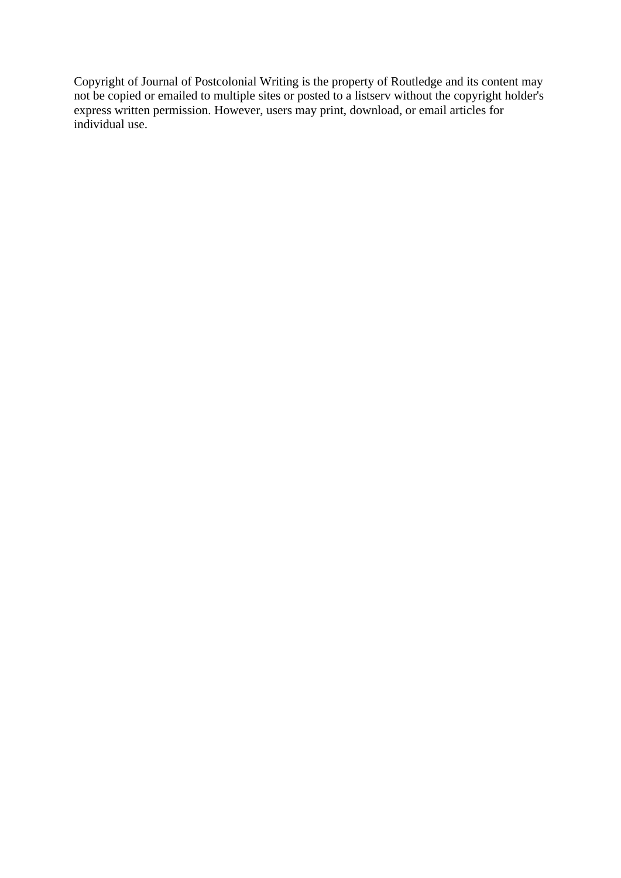Copyright of Journal of Postcolonial Writing is the property of Routledge and its content may not be copied or emailed to multiple sites or posted to a listserv without the copyright holder's express written permission. However, users may print, download, or email articles for individual use.